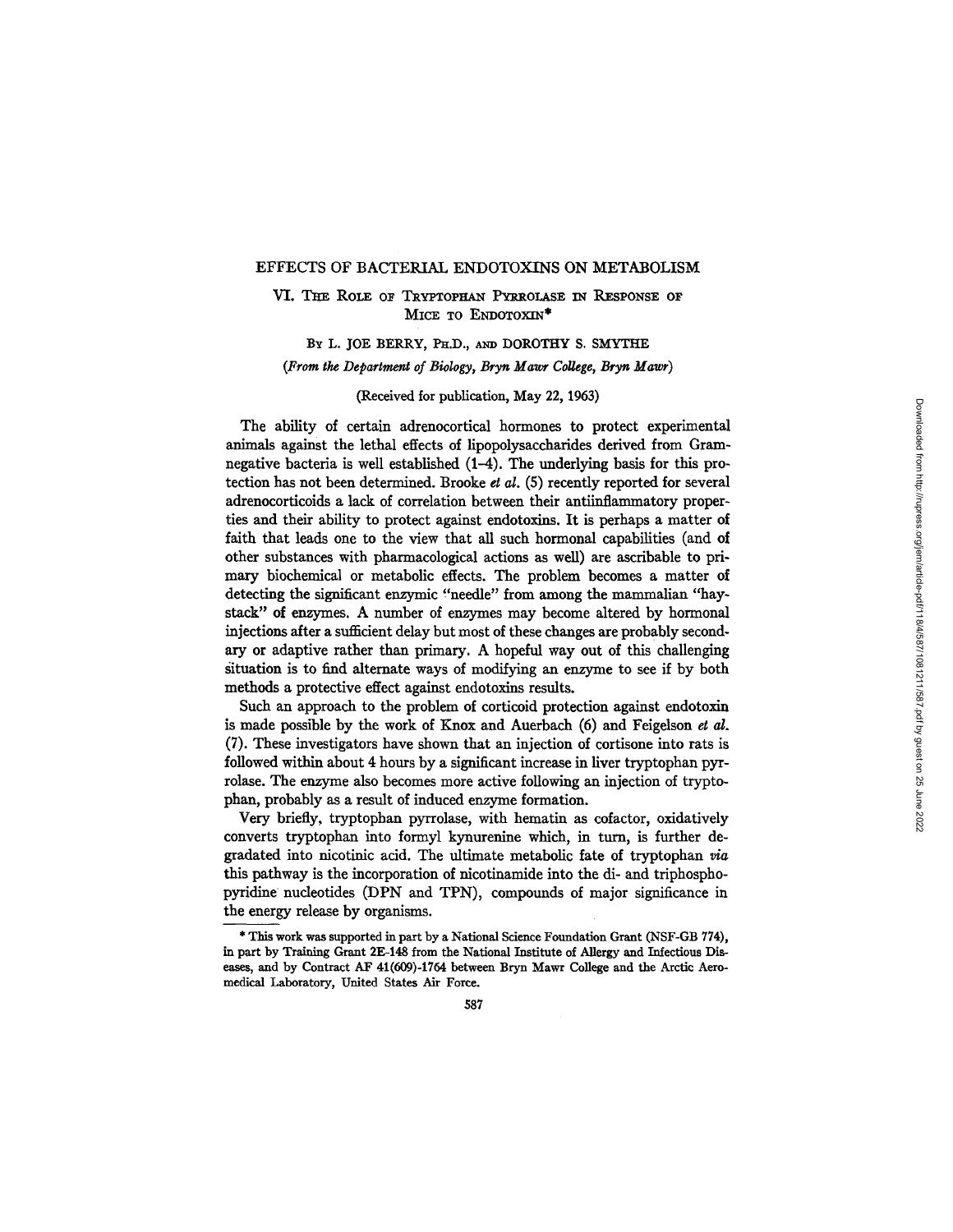# EFFECTS OF BACTERIAL ENDOTOXINS ON METABOLISM

## VI. The Role of Tryptophan Pyrrolase in Response of Mice to Endotoxin*

By L. JOE BERRY, Ph.D., and DOROTHY S. SMYTHE

*(From the Department of Biology, Bryn Mawr College, Bryn Mawr)*

(Received for publication, May 22, 1963)

The ability of certain adrenocortical hormones to protect experimental animals against the lethal effects of lipopolysaccharides derived from Gram-negative bacteria is well established (1–4). The underlying basis for this protection has not been determined. Brooke *et al.* (5) recently reported for several adrenocorticoids a lack of correlation between their antiinflammatory properties and their ability to protect against endotoxins. It is perhaps a matter of faith that leads one to the view that all such hormonal capabilities (and of other substances with pharmacological actions as well) are ascribable to primary biochemical or metabolic effects. The problem becomes a matter of detecting the significant enzymic "needle" from among the mammalian "haystack" of enzymes. A number of enzymes may become altered by hormonal injections after a sufficient delay but most of these changes are probably secondary or adaptive rather than primary. A hopeful way out of this challenging situation is to find alternate ways of modifying an enzyme to see if by both methods a protective effect against endotoxins results.

Such an approach to the problem of corticoid protection against endotoxin is made possible by the work of Knox and Auerbach (6) and Feigelson *et al.* (7). These investigators have shown that an injection of cortisone into rats is followed within about 4 hours by a significant increase in liver tryptophan pyrrolase. The enzyme also becomes more active following an injection of tryptophan, probably as a result of induced enzyme formation.

Very briefly, tryptophan pyrrolase, with hematin as cofactor, oxidatively converts tryptophan into formyl kynurenine which, in turn, is further degradated into nicotinic acid. The ultimate metabolic fate of tryptophan *via* this pathway is the incorporation of nicotinamide into the di- and triphosphopyridine nucleotides (DPN and TPN), compounds of major significance in the energy release by organisms.

---

* This work was supported in part by a National Science Foundation Grant (NSF-GB 774), in part by Training Grant 2E-148 from the National Institute of Allergy and Infectious Diseases, and by Contract AF 41(609)-1764 between Bryn Mawr College and the Arctic Aeromedical Laboratory, United States Air Force.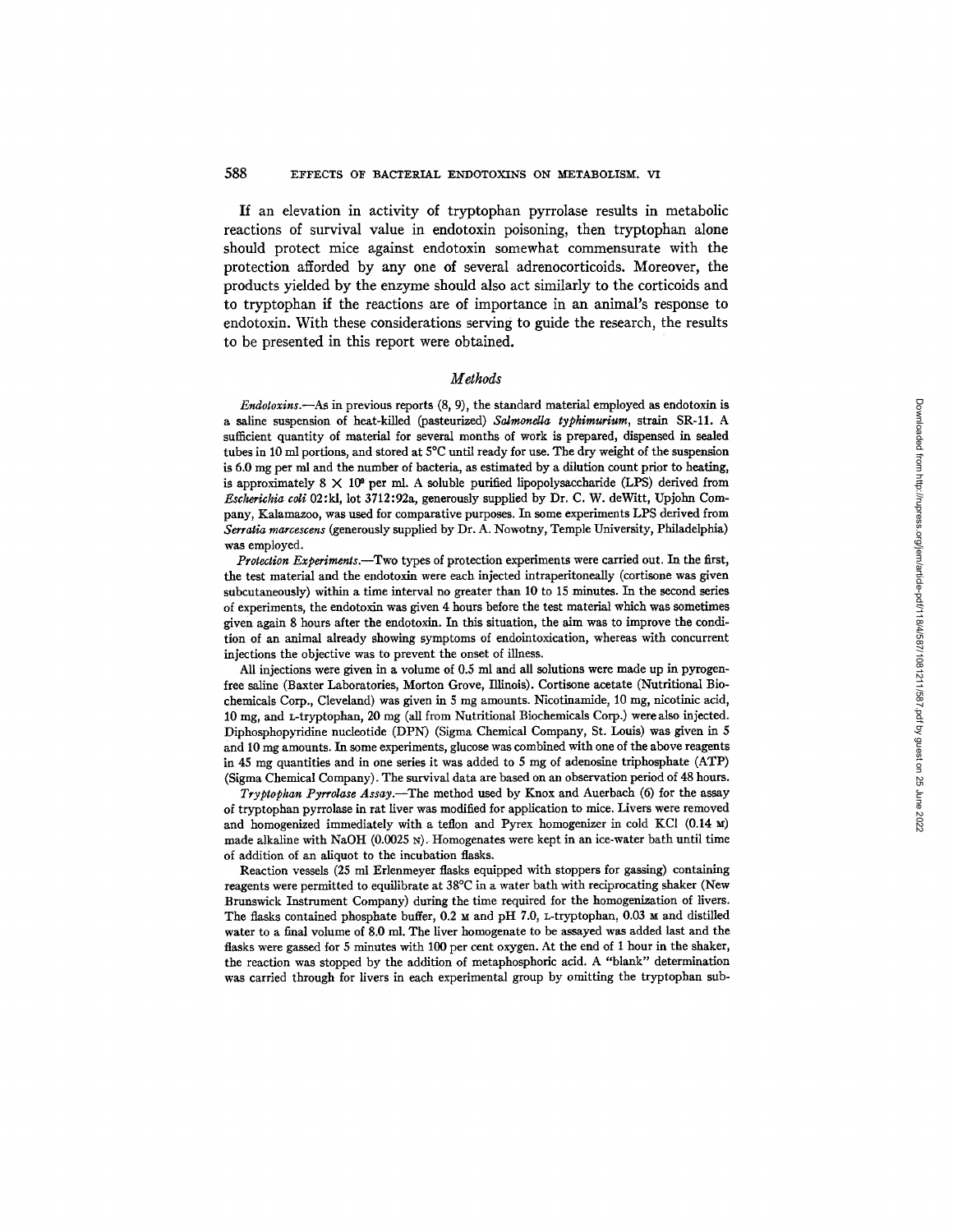If an elevation in activity of tryptophan pyrrolase results in metabolic reactions of survival value in endotoxin poisoning, then tryptophan alone should protect mice against endotoxin somewhat commensurate with the protection afforded by any one of several adrenocorticoids. Moreover, the products yielded by the enzyme should also act similarly to the corticoids and to tryptophan if the reactions are of importance in an animal's response to endotoxin. With these considerations serving to guide the research, the results to be presented in this report were obtained.

## *Methods*

*Endotoxins.*—As in previous reports (8, 9), the standard material employed as endotoxin is a saline suspension of heat-killed (pasteurized) *Salmonella typhimurium*, strain SR-11. A sufficient quantity of material for several months of work is prepared, dispensed in sealed tubes in 10 ml portions, and stored at 5°C until ready for use. The dry weight of the suspension is 6.0 mg per ml and the number of bacteria, as estimated by a dilution count prior to heating, is approximately $8 \times 10^9$ per ml. A soluble purified lipopolysaccharide (LPS) derived from *Escherichia coli* 02:kl, lot 3712:92a, generously supplied by Dr. C. W. deWitt, Upjohn Company, Kalamazoo, was used for comparative purposes. In some experiments LPS derived from *Serratia marcescens* (generously supplied by Dr. A. Nowotny, Temple University, Philadelphia) was employed.

*Protection Experiments.*—Two types of protection experiments were carried out. In the first, the test material and the endotoxin were each injected intraperitoneally (cortisone was given subcutaneously) within a time interval no greater than 10 to 15 minutes. In the second series of experiments, the endotoxin was given 4 hours before the test material which was sometimes given again 8 hours after the endotoxin. In this situation, the aim was to improve the condition of an animal already showing symptoms of endointoxication, whereas with concurrent injections the objective was to prevent the onset of illness.

All injections were given in a volume of 0.5 ml and all solutions were made up in pyrogen-free saline (Baxter Laboratories, Morton Grove, Illinois). Cortisone acetate (Nutritional Biochemicals Corp., Cleveland) was given in 5 mg amounts. Nicotinamide, 10 mg, nicotinic acid, 10 mg, and L-tryptophan, 20 mg (all from Nutritional Biochemicals Corp.) were also injected. Diphosphopyridine nucleotide (DPN) (Sigma Chemical Company, St. Louis) was given in 5 and 10 mg amounts. In some experiments, glucose was combined with one of the above reagents in 45 mg quantities and in one series it was added to 5 mg of adenosine triphosphate (ATP) (Sigma Chemical Company). The survival data are based on an observation period of 48 hours.

*Tryptophan Pyrrolase Assay.*—The method used by Knox and Auerbach (6) for the assay of tryptophan pyrrolase in rat liver was modified for application to mice. Livers were removed and homogenized immediately with a teflon and Pyrex homogenizer in cold KCl (0.14 M) made alkaline with NaOH (0.0025 N). Homogenates were kept in an ice-water bath until time of addition of an aliquot to the incubation flasks.

Reaction vessels (25 ml Erlenmeyer flasks equipped with stoppers for gassing) containing reagents were permitted to equilibrate at 38°C in a water bath with reciprocating shaker (New Brunswick Instrument Company) during the time required for the homogenization of livers. The flasks contained phosphate buffer, 0.2 M and pH 7.0, L-tryptophan, 0.03 M and distilled water to a final volume of 8.0 ml. The liver homogenate to be assayed was added last and the flasks were gassed for 5 minutes with 100 per cent oxygen. At the end of 1 hour in the shaker, the reaction was stopped by the addition of metaphosphoric acid. A "blank" determination was carried through for livers in each experimental group by omitting the tryptophan sub-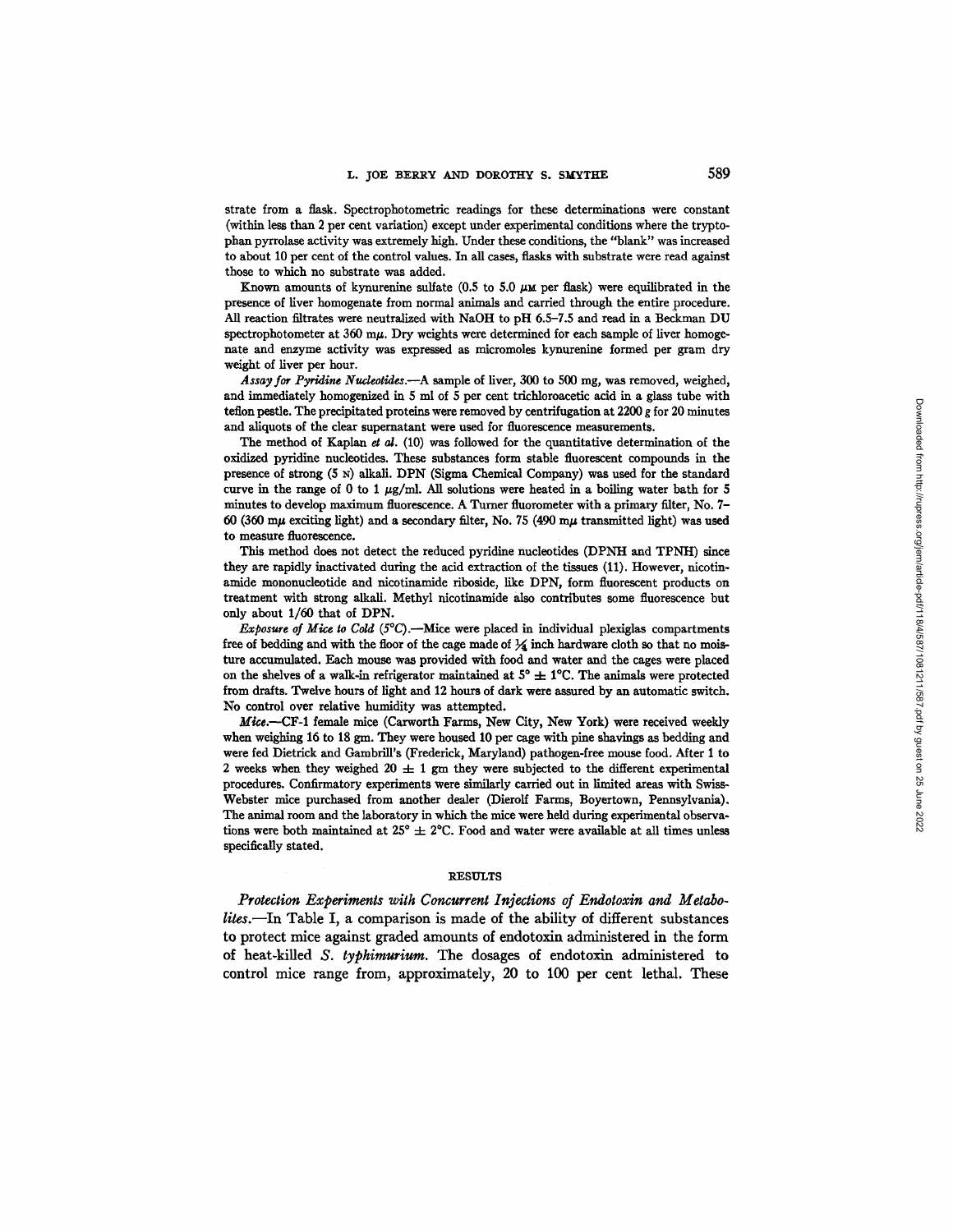strate from a flask. Spectrophotometric readings for these determinations were constant (within less than 2 per cent variation) except under experimental conditions where the tryptophan pyrrolase activity was extremely high. Under these conditions, the "blank" was increased to about 10 per cent of the control values. In all cases, flasks with substrate were read against those to which no substrate was added.

Known amounts of kynurenine sulfate (0.5 to 5.0 μM per flask) were equilibrated in the presence of liver homogenate from normal animals and carried through the entire procedure. All reaction filtrates were neutralized with NaOH to pH 6.5–7.5 and read in a Beckman DU spectrophotometer at 360 mμ. Dry weights were determined for each sample of liver homogenate and enzyme activity was expressed as micromoles kynurenine formed per gram dry weight of liver per hour.

*Assay for Pyridine Nucleotides.*—A sample of liver, 300 to 500 mg, was removed, weighed, and immediately homogenized in 5 ml of 5 per cent trichloroacetic acid in a glass tube with teflon pestle. The precipitated proteins were removed by centrifugation at 2200 *g* for 20 minutes and aliquots of the clear supernatant were used for fluorescence measurements.

The method of Kaplan *et al.* (10) was followed for the quantitative determination of the oxidized pyridine nucleotides. These substances form stable fluorescent compounds in the presence of strong (5 N) alkali. DPN (Sigma Chemical Company) was used for the standard curve in the range of 0 to 1 μg/ml. All solutions were heated in a boiling water bath for 5 minutes to develop maximum fluorescence. A Turner fluorometer with a primary filter, No. 7–60 (360 mμ exciting light) and a secondary filter, No. 75 (490 mμ transmitted light) was used to measure fluorescence.

This method does not detect the reduced pyridine nucleotides (DPNH and TPNH) since they are rapidly inactivated during the acid extraction of the tissues (11). However, nicotinamide mononucleotide and nicotinamide riboside, like DPN, form fluorescent products on treatment with strong alkali. Methyl nicotinamide also contributes some fluorescence but only about 1/60 that of DPN.

*Exposure of Mice to Cold (5°C).*—Mice were placed in individual plexiglas compartments free of bedding and with the floor of the cage made of ¼ inch hardware cloth so that no moisture accumulated. Each mouse was provided with food and water and the cages were placed on the shelves of a walk-in refrigerator maintained at 5° ± 1°C. The animals were protected from drafts. Twelve hours of light and 12 hours of dark were assured by an automatic switch. No control over relative humidity was attempted.

*Mice.*—CF-1 female mice (Carworth Farms, New City, New York) were received weekly when weighing 16 to 18 gm. They were housed 10 per cage with pine shavings as bedding and were fed Dietrick and Gambrill's (Frederick, Maryland) pathogen-free mouse food. After 1 to 2 weeks when they weighed 20 ± 1 gm they were subjected to the different experimental procedures. Confirmatory experiments were similarly carried out in limited areas with Swiss-Webster mice purchased from another dealer (Dierolf Farms, Boyertown, Pennsylvania). The animal room and the laboratory in which the mice were held during experimental observations were both maintained at 25° ± 2°C. Food and water were available at all times unless specifically stated.

## RESULTS

*Protection Experiments with Concurrent Injections of Endotoxin and Metabolites.*—In Table I, a comparison is made of the ability of different substances to protect mice against graded amounts of endotoxin administered in the form of heat-killed *S. typhimurium*. The dosages of endotoxin administered to control mice range from, approximately, 20 to 100 per cent lethal. These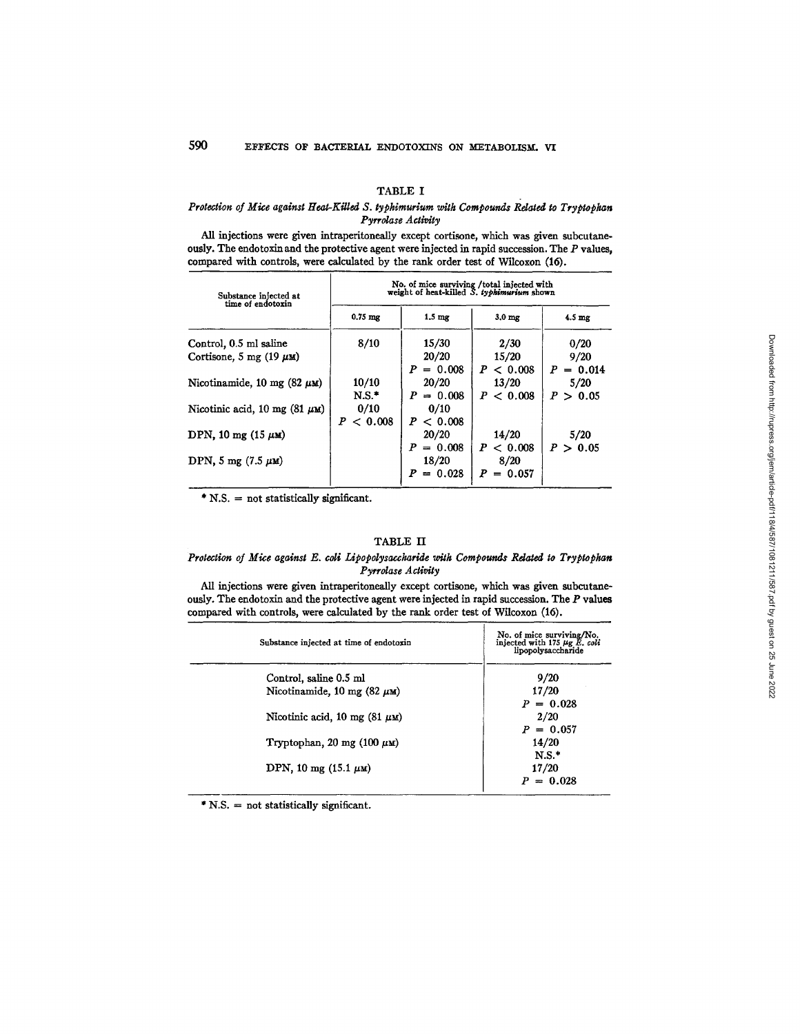### TABLE I

*Protection of Mice against Heat-Killed S. typhimurium with Compounds Related to Tryptophan Pyrrolase Activity*

All injections were given intraperitoneally except cortisone, which was given subcutaneously. The endotoxin and the protective agent were injected in rapid succession. The $P$ values, compared with controls, were calculated by the rank order test of Wilcoxon (16).

| Substance injected at time of endotoxin | No. of mice surviving /total injected with weight of heat-killed *S. typhimurium* shown | | | |
|---|---|---|---|---|
| | 0.75 mg | 1.5 mg | 3.0 mg | 4.5 mg |
| Control, 0.5 ml saline | 8/10 | 15/30 | 2/30 | 0/20 |
| Cortisone, 5 mg (19 $\mu$M) | | 20/20<br>$P = 0.008$ | 15/20<br>$P < 0.008$ | 9/20<br>$P = 0.014$ |
| Nicotinamide, 10 mg (82 $\mu$M) | 10/10<br>N.S.* | 20/20<br>$P = 0.008$ | 13/20<br>$P < 0.008$ | 5/20<br>$P > 0.05$ |
| Nicotinic acid, 10 mg (81 $\mu$M) | 0/10<br>$P < 0.008$ | 0/10<br>$P < 0.008$ | | |
| DPN, 10 mg (15 $\mu$M) | | 20/20<br>$P = 0.008$ | 14/20<br>$P < 0.008$ | 5/20<br>$P > 0.05$ |
| DPN, 5 mg (7.5 $\mu$M) | | 18/20<br>$P = 0.028$ | 8/20<br>$P = 0.057$ | |

\* N.S. = not statistically significant.

### TABLE II

*Protection of Mice against E. coli Lipopolysaccharide with Compounds Related to Tryptophan Pyrrolase Activity*

All injections were given intraperitoneally except cortisone, which was given subcutaneously. The endotoxin and the protective agent were injected in rapid succession. The $P$ values compared with controls, were calculated by the rank order test of Wilcoxon (16).

| Substance injected at time of endotoxin | No. of mice surviving/No. injected with 175 $\mu$g *E. coli* lipopolysaccharide |
|---|---|
| Control, saline 0.5 ml | 9/20 |
| Nicotinamide, 10 mg (82 $\mu$M) | 17/20<br>$P = 0.028$ |
| Nicotinic acid, 10 mg (81 $\mu$M) | 2/20<br>$P = 0.057$ |
| Tryptophan, 20 mg (100 $\mu$M) | 14/20<br>N.S.* |
| DPN, 10 mg (15.1 $\mu$M) | 17/20<br>$P = 0.028$ |

\* N.S. = not statistically significant.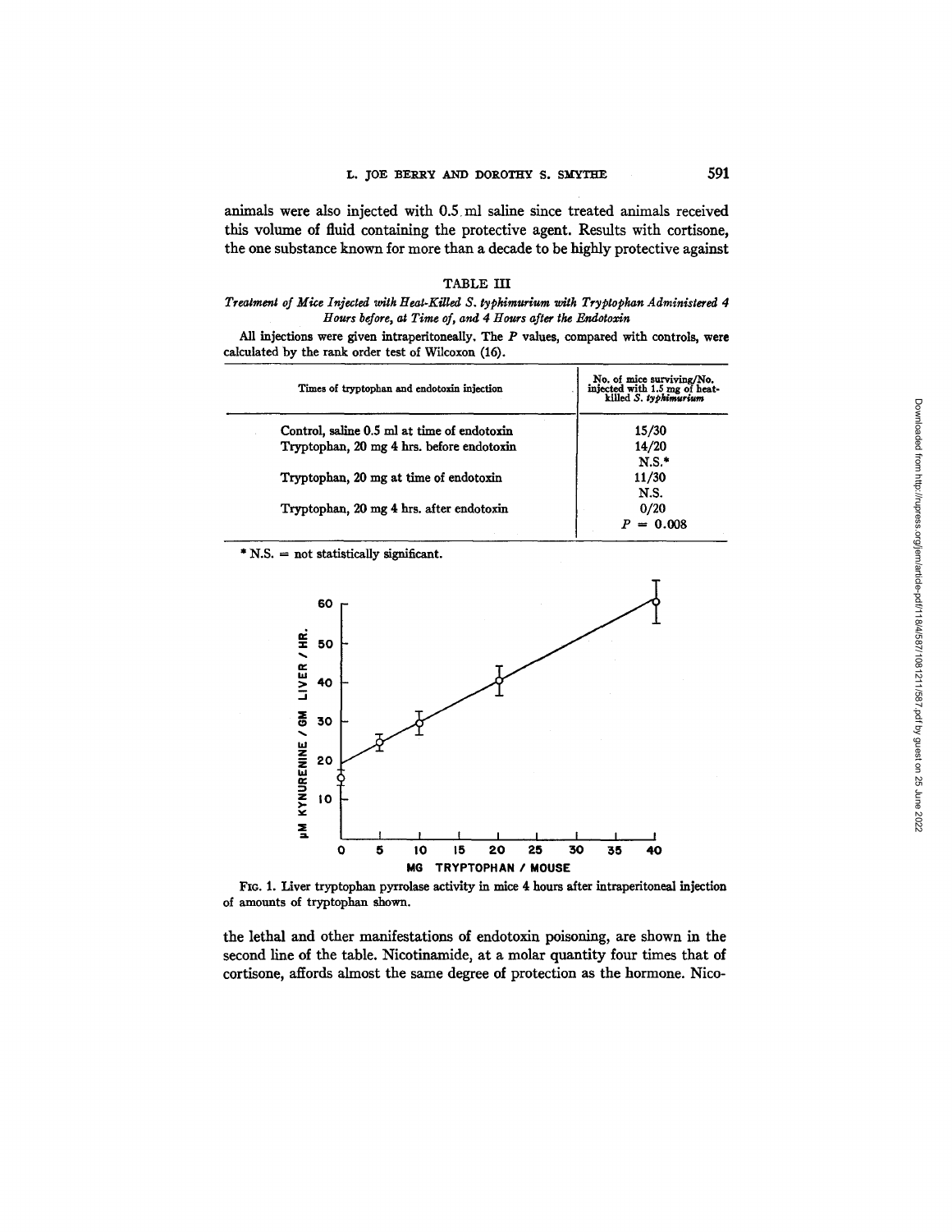animals were also injected with 0.5 ml saline since treated animals received this volume of fluid containing the protective agent. Results with cortisone, the one substance known for more than a decade to be highly protective against

TABLE III

*Treatment of Mice Injected with Heat-Killed S. typhimurium with Tryptophan Administered 4 Hours before, at Time of, and 4 Hours after the Endotoxin*

All injections were given intraperitoneally. The *P* values, compared with controls, were calculated by the rank order test of Wilcoxon (16).

| Times of tryptophan and endotoxin injection | No. of mice surviving/No. injected with 1.5 mg of heat-killed *S. typhimurium* |
|---|---|
| Control, saline 0.5 ml at time of endotoxin | 15/30 |
| Tryptophan, 20 mg 4 hrs. before endotoxin | 14/20<br>N.S.* |
| Tryptophan, 20 mg at time of endotoxin | 11/30<br>N.S. |
| Tryptophan, 20 mg 4 hrs. after endotoxin | 0/20<br>$P = 0.008$ |

\* N.S. = not statistically significant.

FIG. 1. Liver tryptophan pyrrolase activity in mice 4 hours after intraperitoneal injection of amounts of tryptophan shown.

the lethal and other manifestations of endotoxin poisoning, are shown in the second line of the table. Nicotinamide, at a molar quantity four times that of cortisone, affords almost the same degree of protection as the hormone. Nico-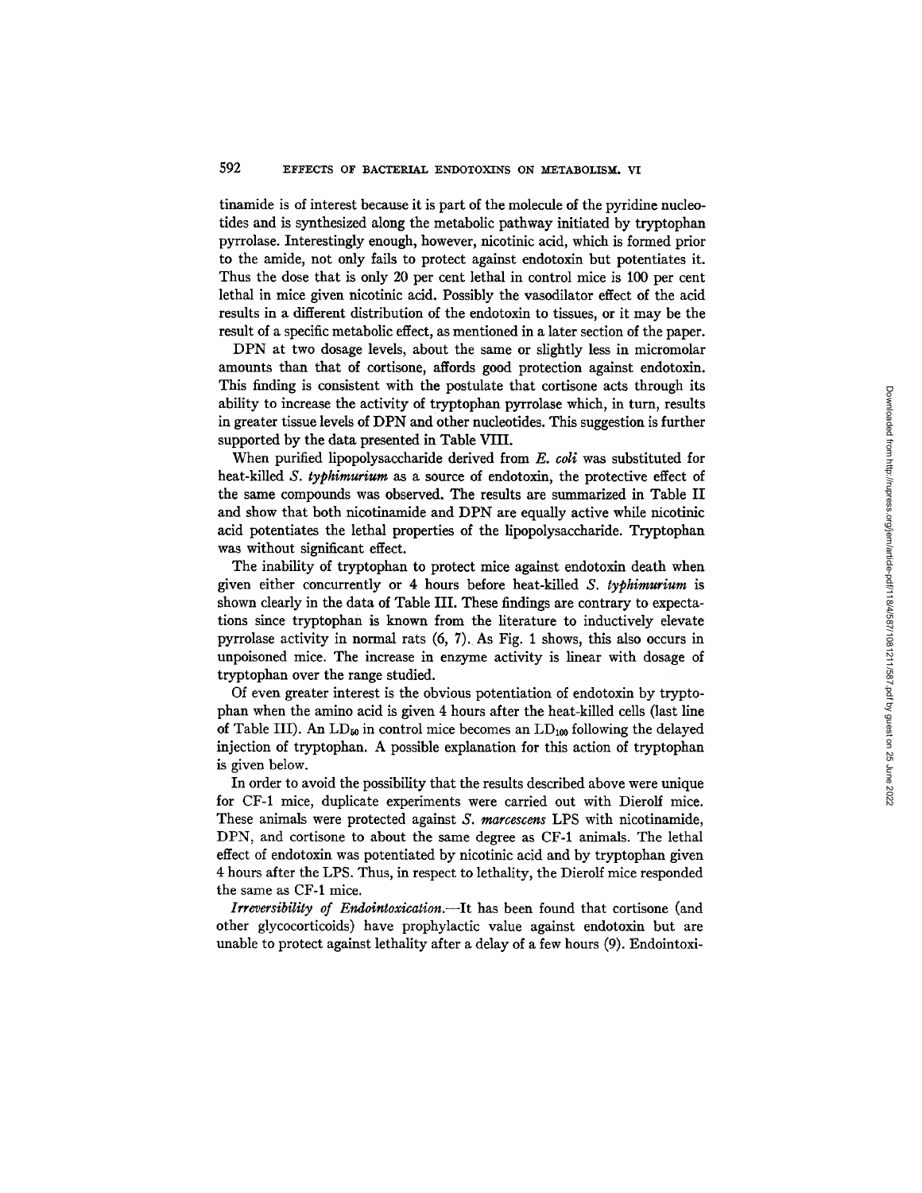tinamide is of interest because it is part of the molecule of the pyridine nucleotides and is synthesized along the metabolic pathway initiated by tryptophan pyrrolase. Interestingly enough, however, nicotinic acid, which is formed prior to the amide, not only fails to protect against endotoxin but potentiates it. Thus the dose that is only 20 per cent lethal in control mice is 100 per cent lethal in mice given nicotinic acid. Possibly the vasodilator effect of the acid results in a different distribution of the endotoxin to tissues, or it may be the result of a specific metabolic effect, as mentioned in a later section of the paper.

DPN at two dosage levels, about the same or slightly less in micromolar amounts than that of cortisone, affords good protection against endotoxin. This finding is consistent with the postulate that cortisone acts through its ability to increase the activity of tryptophan pyrrolase which, in turn, results in greater tissue levels of DPN and other nucleotides. This suggestion is further supported by the data presented in Table VIII.

When purified lipopolysaccharide derived from *E. coli* was substituted for heat-killed *S. typhimurium* as a source of endotoxin, the protective effect of the same compounds was observed. The results are summarized in Table II and show that both nicotinamide and DPN are equally active while nicotinic acid potentiates the lethal properties of the lipopolysaccharide. Tryptophan was without significant effect.

The inability of tryptophan to protect mice against endotoxin death when given either concurrently or 4 hours before heat-killed *S. typhimurium* is shown clearly in the data of Table III. These findings are contrary to expectations since tryptophan is known from the literature to inductively elevate pyrrolase activity in normal rats (6, 7). As Fig. 1 shows, this also occurs in unpoisoned mice. The increase in enzyme activity is linear with dosage of tryptophan over the range studied.

Of even greater interest is the obvious potentiation of endotoxin by tryptophan when the amino acid is given 4 hours after the heat-killed cells (last line of Table III). An $LD_{50}$ in control mice becomes an $LD_{100}$ following the delayed injection of tryptophan. A possible explanation for this action of tryptophan is given below.

In order to avoid the possibility that the results described above were unique for CF-1 mice, duplicate experiments were carried out with Dierolf mice. These animals were protected against *S. marcescens* LPS with nicotinamide, DPN, and cortisone to about the same degree as CF-1 animals. The lethal effect of endotoxin was potentiated by nicotinic acid and by tryptophan given 4 hours after the LPS. Thus, in respect to lethality, the Dierolf mice responded the same as CF-1 mice.

*Irreversibility of Endointoxication.*—It has been found that cortisone (and other glycocorticoids) have prophylactic value against endotoxin but are unable to protect against lethality after a delay of a few hours (9). Endointoxi-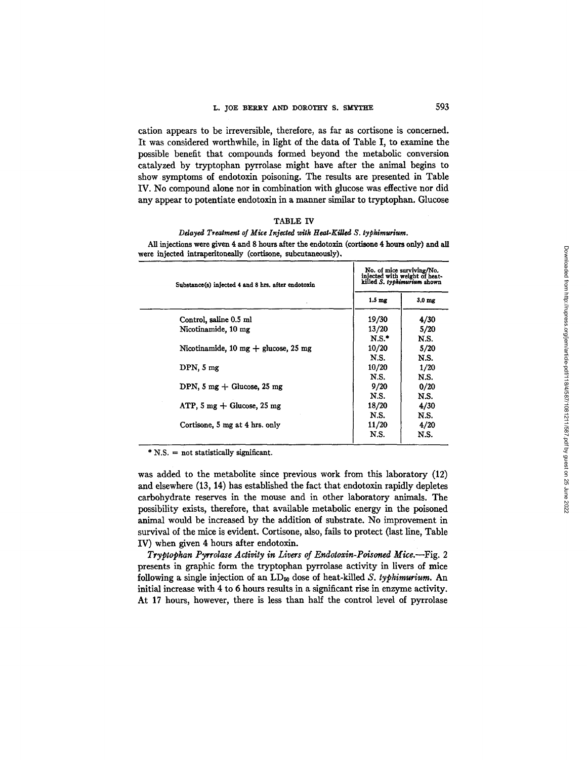cation appears to be irreversible, therefore, as far as cortisone is concerned. It was considered worthwhile, in light of the data of Table I, to examine the possible benefit that compounds formed beyond the metabolic conversion catalyzed by tryptophan pyrrolase might have after the animal begins to show symptoms of endotoxin poisoning. The results are presented in Table IV. No compound alone nor in combination with glucose was effective nor did any appear to potentiate endotoxin in a manner similar to tryptophan. Glucose

TABLE IV

*Delayed Treatment of Mice Injected with Heat-Killed S. typhimurium.*

All injections were given 4 and 8 hours after the endotoxin (cortisone 4 hours only) and all were injected intraperitoneally (cortisone, subcutaneously).

| Substance(s) injected 4 and 8 hrs. after endotoxin | No. of mice surviving/No. injected with weight of heat-killed *S. typhimurium* shown | |
|---|---|---|
| | 1.5 mg | 3.0 mg |
| Control, saline 0.5 ml | 19/30 | 4/30 |
| Nicotinamide, 10 mg | 13/20 | 5/20 |
| | N.S.* | N.S. |
| Nicotinamide, 10 mg + glucose, 25 mg | 10/20 | 5/20 |
| | N.S. | N.S. |
| DPN, 5 mg | 10/20 | 1/20 |
| | N.S. | N.S. |
| DPN, 5 mg + Glucose, 25 mg | 9/20 | 0/20 |
| | N.S. | N.S. |
| ATP, 5 mg + Glucose, 25 mg | 18/20 | 4/30 |
| | N.S. | N.S. |
| Cortisone, 5 mg at 4 hrs. only | 11/20 | 4/20 |
| | N.S. | N.S. |

\* N.S. = not statistically significant.

was added to the metabolite since previous work from this laboratory (12) and elsewhere (13, 14) has established the fact that endotoxin rapidly depletes carbohydrate reserves in the mouse and in other laboratory animals. The possibility exists, therefore, that available metabolic energy in the poisoned animal would be increased by the addition of substrate. No improvement in survival of the mice is evident. Cortisone, also, fails to protect (last line, Table IV) when given 4 hours after endotoxin.

*Tryptophan Pyrrolase Activity in Livers of Endotoxin-Poisoned Mice.*—Fig. 2 presents in graphic form the tryptophan pyrrolase activity in livers of mice following a single injection of an $LD_{50}$ dose of heat-killed *S. typhimurium*. An initial increase with 4 to 6 hours results in a significant rise in enzyme activity. At 17 hours, however, there is less than half the control level of pyrrolase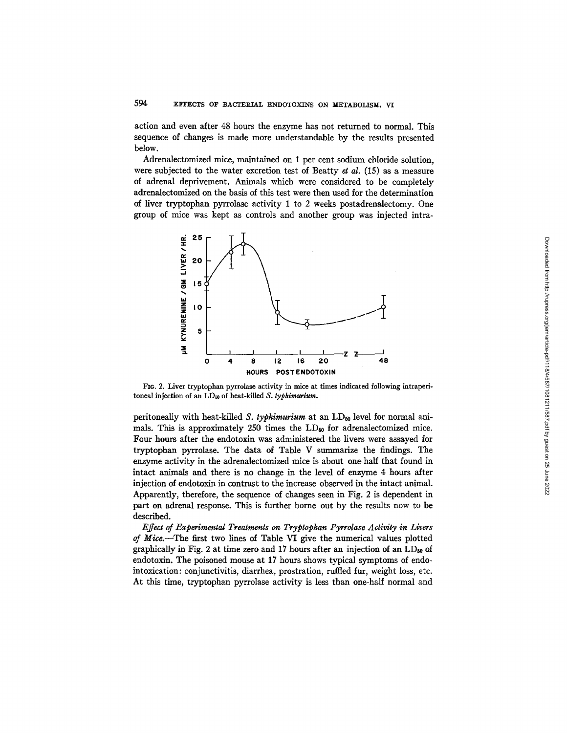action and even after 48 hours the enzyme has not returned to normal. This sequence of changes is made more understandable by the results presented below.

Adrenalectomized mice, maintained on 1 per cent sodium chloride solution, were subjected to the water excretion test of Beatty *et al.* (15) as a measure of adrenal deprivement. Animals which were considered to be completely adrenalectomized on the basis of this test were then used for the determination of liver tryptophan pyrrolase activity 1 to 2 weeks postadrenalectomy. One group of mice was kept as controls and another group was injected intra-

FIG. 2. Liver tryptophan pyrrolase activity in mice at times indicated following intraperitoneal injection of an $LD_{50}$ of heat-killed *S. typhimurium*.

peritoneally with heat-killed *S. typhimurium* at an $LD_{50}$ level for normal animals. This is approximately 250 times the $LD_{50}$ for adrenalectomized mice. Four hours after the endotoxin was administered the livers were assayed for tryptophan pyrrolase. The data of Table V summarize the findings. The enzyme activity in the adrenalectomized mice is about one-half that found in intact animals and there is no change in the level of enzyme 4 hours after injection of endotoxin in contrast to the increase observed in the intact animal. Apparently, therefore, the sequence of changes seen in Fig. 2 is dependent in part on adrenal response. This is further borne out by the results now to be described.

*Effect of Experimental Treatments on Tryptophan Pyrrolase Activity in Livers of Mice.*—The first two lines of Table VI give the numerical values plotted graphically in Fig. 2 at time zero and 17 hours after an injection of an $LD_{50}$ of endotoxin. The poisoned mouse at 17 hours shows typical symptoms of endointoxication: conjunctivitis, diarrhea, prostration, ruffled fur, weight loss, etc. At this time, tryptophan pyrrolase activity is less than one-half normal and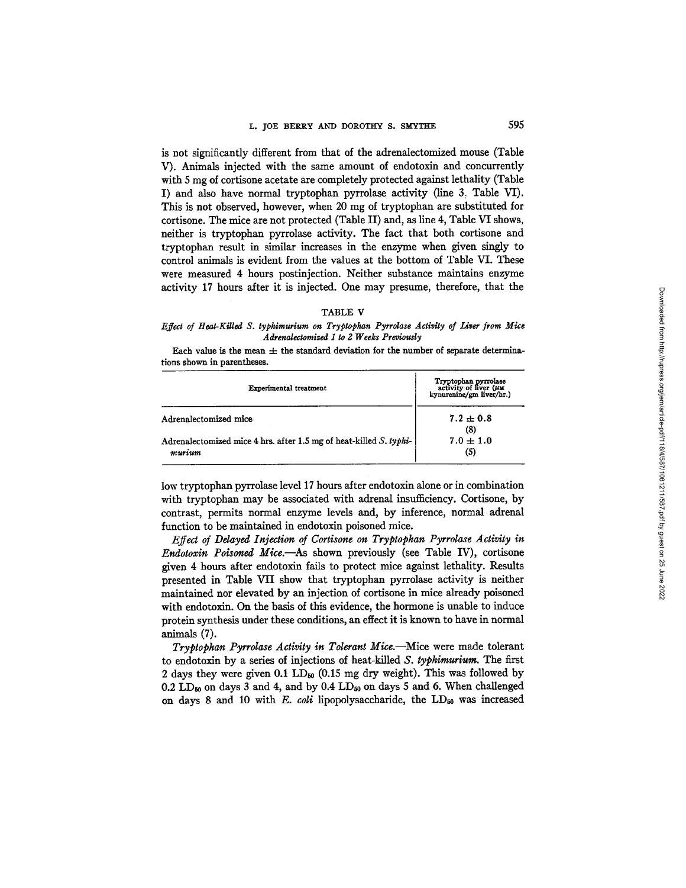is not significantly different from that of the adrenalectomized mouse (Table V). Animals injected with the same amount of endotoxin and concurrently with 5 mg of cortisone acetate are completely protected against lethality (Table I) and also have normal tryptophan pyrrolase activity (line 3, Table VI). This is not observed, however, when 20 mg of tryptophan are substituted for cortisone. The mice are not protected (Table II) and, as line 4, Table VI shows, neither is tryptophan pyrrolase activity. The fact that both cortisone and tryptophan result in similar increases in the enzyme when given singly to control animals is evident from the values at the bottom of Table VI. These were measured 4 hours postinjection. Neither substance maintains enzyme activity 17 hours after it is injected. One may presume, therefore, that the low tryptophan pyrrolase level 17 hours after endotoxin alone or in combination with tryptophan may be associated with adrenal insufficiency. Cortisone, by contrast, permits normal enzyme levels and, by inference, normal adrenal function to be maintained in endotoxin poisoned mice.

TABLE V

*Effect of Heat-Killed S. typhimurium on Tryptophan Pyrrolase Activity of Liver from Mice Adrenalectomized 1 to 2 Weeks Previously*

Each value is the mean ± the standard deviation for the number of separate determinations shown in parentheses.

| Experimental treatment | Tryptophan pyrrolase activity of liver (μM kynurenine/gm liver/hr.) |
|---|---|
| Adrenalectomized mice | 7.2 ± 0.8 (8) |
| Adrenalectomized mice 4 hrs. after 1.5 mg of heat-killed *S. typhimurium* | 7.0 ± 1.0 (5) |

*Effect of Delayed Injection of Cortisone on Tryptophan Pyrrolase Activity in Endotoxin Poisoned Mice.*—As shown previously (see Table IV), cortisone given 4 hours after endotoxin fails to protect mice against lethality. Results presented in Table VII show that tryptophan pyrrolase activity is neither maintained nor elevated by an injection of cortisone in mice already poisoned with endotoxin. On the basis of this evidence, the hormone is unable to induce protein synthesis under these conditions, an effect it is known to have in normal animals (7).

*Tryptophan Pyrrolase Activity in Tolerant Mice.*—Mice were made tolerant to endotoxin by a series of injections of heat-killed *S. typhimurium*. The first 2 days they were given 0.1 $LD_{50}$ (0.15 mg dry weight). This was followed by 0.2 $LD_{50}$ on days 3 and 4, and by 0.4 $LD_{50}$ on days 5 and 6. When challenged on days 8 and 10 with *E. coli* lipopolysaccharide, the $LD_{50}$ was increased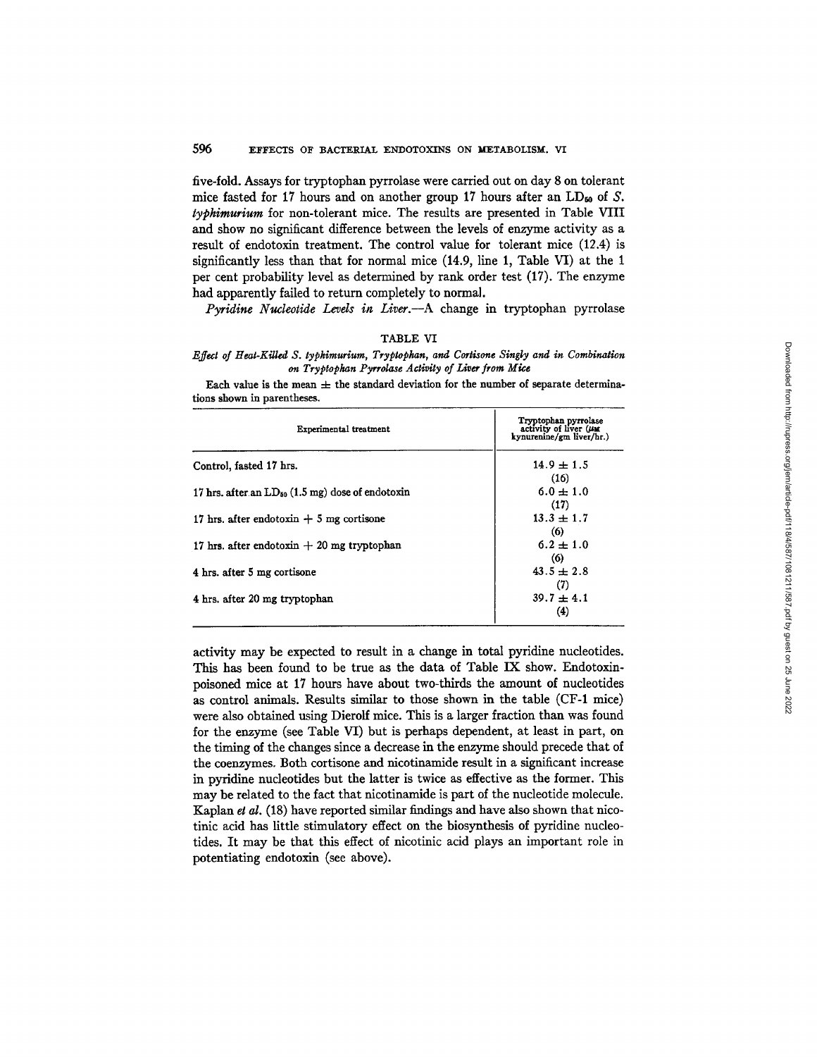five-fold. Assays for tryptophan pyrrolase were carried out on day 8 on tolerant mice fasted for 17 hours and on another group 17 hours after an $LD_{50}$ of *S. typhimurium* for non-tolerant mice. The results are presented in Table VIII and show no significant difference between the levels of enzyme activity as a result of endotoxin treatment. The control value for tolerant mice (12.4) is significantly less than that for normal mice (14.9, line 1, Table VI) at the 1 per cent probability level as determined by rank order test (17). The enzyme had apparently failed to return completely to normal.

*Pyridine Nucleotide Levels in Liver.*—A change in tryptophan pyrrolase activity may be expected to result in a change in total pyridine nucleotides. This has been found to be true as the data of Table IX show. Endotoxin-poisoned mice at 17 hours have about two-thirds the amount of nucleotides as control animals. Results similar to those shown in the table (CF-1 mice) were also obtained using Dierolf mice. This is a larger fraction than was found for the enzyme (see Table VI) but is perhaps dependent, at least in part, on the timing of the changes since a decrease in the enzyme should precede that of the coenzymes. Both cortisone and nicotinamide result in a significant increase in pyridine nucleotides but the latter is twice as effective as the former. This may be related to the fact that nicotinamide is part of the nucleotide molecule. Kaplan *et al.* (18) have reported similar findings and have also shown that nicotinic acid has little stimulatory effect on the biosynthesis of pyridine nucleotides. It may be that this effect of nicotinic acid plays an important role in potentiating endotoxin (see above).

TABLE VI

*Effect of Heat-Killed S. typhimurium, Tryptophan, and Cortisone Singly and in Combination on Tryptophan Pyrrolase Activity of Liver from Mice*

Each value is the mean ± the standard deviation for the number of separate determinations shown in parentheses.

| Experimental treatment | Tryptophan pyrrolase activity of liver (μM kynurenine/gm liver/hr.) |
|---|---|
| Control, fasted 17 hrs. | 14.9 ± 1.5 (16) |
| 17 hrs. after an $LD_{50}$ (1.5 mg) dose of endotoxin | 6.0 ± 1.0 (17) |
| 17 hrs. after endotoxin + 5 mg cortisone | 13.3 ± 1.7 (6) |
| 17 hrs. after endotoxin + 20 mg tryptophan | 6.2 ± 1.0 (6) |
| 4 hrs. after 5 mg cortisone | 43.5 ± 2.8 (7) |
| 4 hrs. after 20 mg tryptophan | 39.7 ± 4.1 (4) |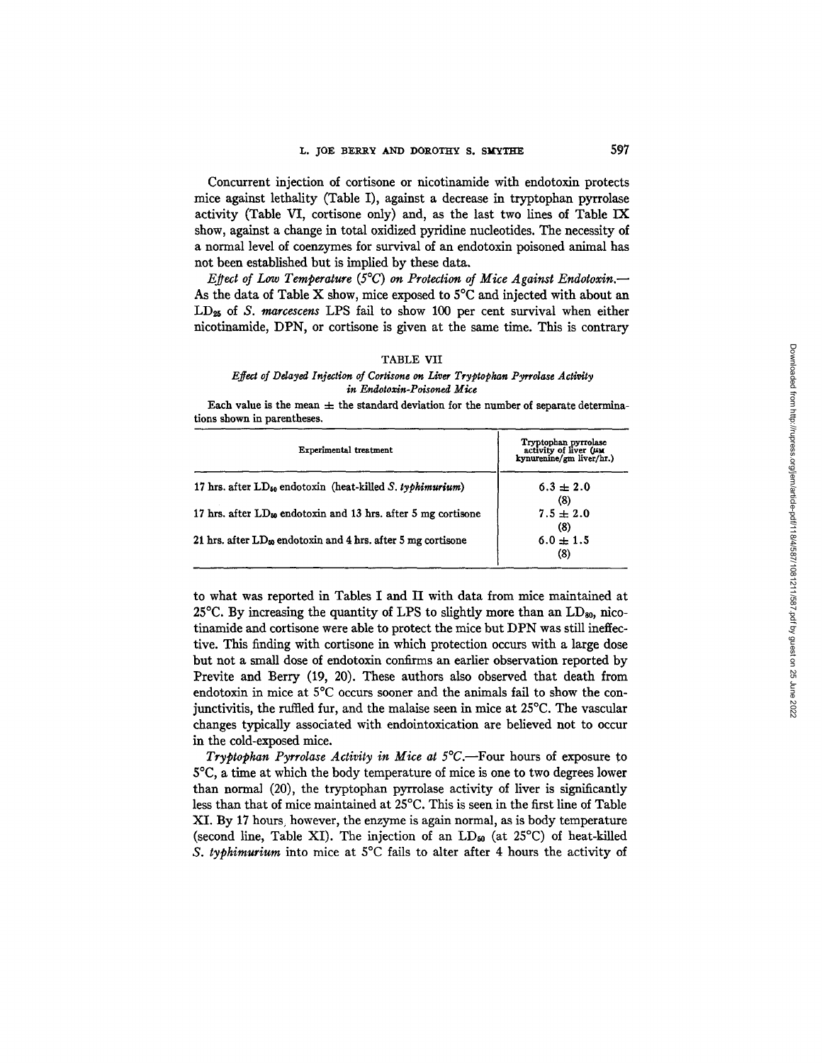Concurrent injection of cortisone or nicotinamide with endotoxin protects mice against lethality (Table I), against a decrease in tryptophan pyrrolase activity (Table VI, cortisone only) and, as the last two lines of Table IX show, against a change in total oxidized pyridine nucleotides. The necessity of a normal level of coenzymes for survival of an endotoxin poisoned animal has not been established but is implied by these data.

*Effect of Low Temperature (5°C) on Protection of Mice Against Endotoxin.*—As the data of Table X show, mice exposed to 5°C and injected with about an $LD_{25}$ of *S. marcescens* LPS fail to show 100 per cent survival when either nicotinamide, DPN, or cortisone is given at the same time. This is contrary

TABLE VII

*Effect of Delayed Injection of Cortisone on Liver Tryptophan Pyrrolase Activity in Endotoxin-Poisoned Mice*

Each value is the mean ± the standard deviation for the number of separate determinations shown in parentheses.

| Experimental treatment | Tryptophan pyrrolase activity of liver (μM kynurenine/gm liver/hr.) |
|---|---|
| 17 hrs. after $LD_{50}$ endotoxin (heat-killed *S. typhimurium*) | 6.3 ± 2.0 (8) |
| 17 hrs. after $LD_{50}$ endotoxin and 13 hrs. after 5 mg cortisone | 7.5 ± 2.0 (8) |
| 21 hrs. after $LD_{50}$ endotoxin and 4 hrs. after 5 mg cortisone | 6.0 ± 1.5 (8) |

to what was reported in Tables I and II with data from mice maintained at 25°C. By increasing the quantity of LPS to slightly more than an $LD_{80}$, nicotinamide and cortisone were able to protect the mice but DPN was still ineffective. This finding with cortisone in which protection occurs with a large dose but not a small dose of endotoxin confirms an earlier observation reported by Previte and Berry (19, 20). These authors also observed that death from endotoxin in mice at 5°C occurs sooner and the animals fail to show the conjunctivitis, the ruffled fur, and the malaise seen in mice at 25°C. The vascular changes typically associated with endointoxication are believed not to occur in the cold-exposed mice.

*Tryptophan Pyrrolase Activity in Mice at 5°C.*—Four hours of exposure to 5°C, a time at which the body temperature of mice is one to two degrees lower than normal (20), the tryptophan pyrrolase activity of liver is significantly less than that of mice maintained at 25°C. This is seen in the first line of Table XI. By 17 hours, however, the enzyme is again normal, as is body temperature (second line, Table XI). The injection of an $LD_{50}$ (at 25°C) of heat-killed *S. typhimurium* into mice at 5°C fails to alter after 4 hours the activity of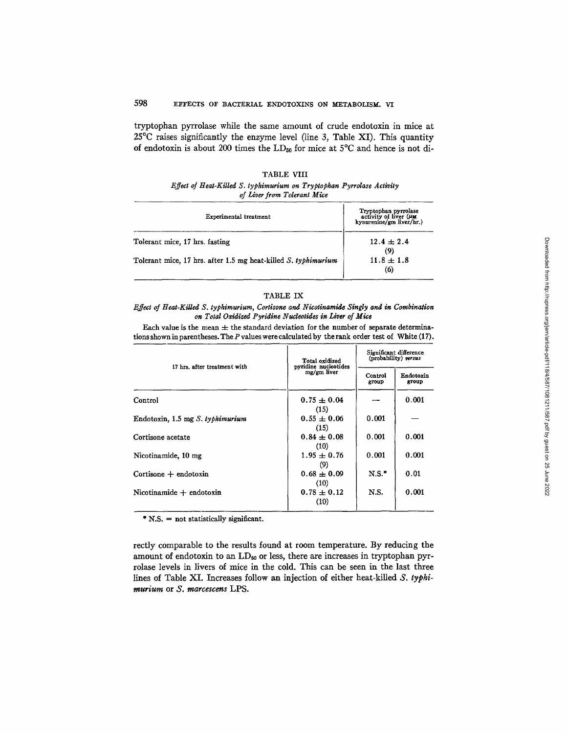tryptophan pyrrolase while the same amount of crude endotoxin in mice at 25°C raises significantly the enzyme level (line 3, Table XI). This quantity of endotoxin is about 200 times the $LD_{50}$ for mice at 5°C and hence is not directly comparable to the results found at room temperature. By reducing the amount of endotoxin to an $LD_{50}$ or less, there are increases in tryptophan pyrrolase levels in livers of mice in the cold. This can be seen in the last three lines of Table XI. Increases follow an injection of either heat-killed *S. typhimurium* or *S. marcescens* LPS.

TABLE VIII

*Effect of Heat-Killed S. typhimurium on Tryptophan Pyrrolase Activity of Liver from Tolerant Mice*

| Experimental treatment | Tryptophan pyrrolase activity of liver (μM kynurenine/gm liver/hr.) |
|---|---|
| Tolerant mice, 17 hrs. fasting | 12.4 ± 2.4 (9) |
| Tolerant mice, 17 hrs. after 1.5 mg heat-killed *S. typhimurium* | 11.8 ± 1.8 (6) |

TABLE IX

*Effect of Heat-Killed S. typhimurium, Cortisone and Nicotinamide Singly and in Combination on Total Oxidized Pyridine Nucleotides in Liver of Mice*

Each value is the mean ± the standard deviation for the number of separate determinations shown in parentheses. The *P* values were calculated by the rank order test of White (17).

| 17 hrs. after treatment with | Total oxidized pyridine nucleotides mg/gm liver | Significant difference (probability) *versus* | |
|---|---|---|---|
| | | Control group | Endotoxin group |
| Control | 0.75 ± 0.04 (15) | — | 0.001 |
| Endotoxin, 1.5 mg *S. typhimurium* | 0.55 ± 0.06 (15) | 0.001 | — |
| Cortisone acetate | 0.84 ± 0.08 (10) | 0.001 | 0.001 |
| Nicotinamide, 10 mg | 1.95 ± 0.76 (9) | 0.001 | 0.001 |
| Cortisone + endotoxin | 0.68 ± 0.09 (10) | N.S.* | 0.01 |
| Nicotinamide + endotoxin | 0.78 ± 0.12 (10) | N.S. | 0.001 |

\* N.S. = not statistically significant.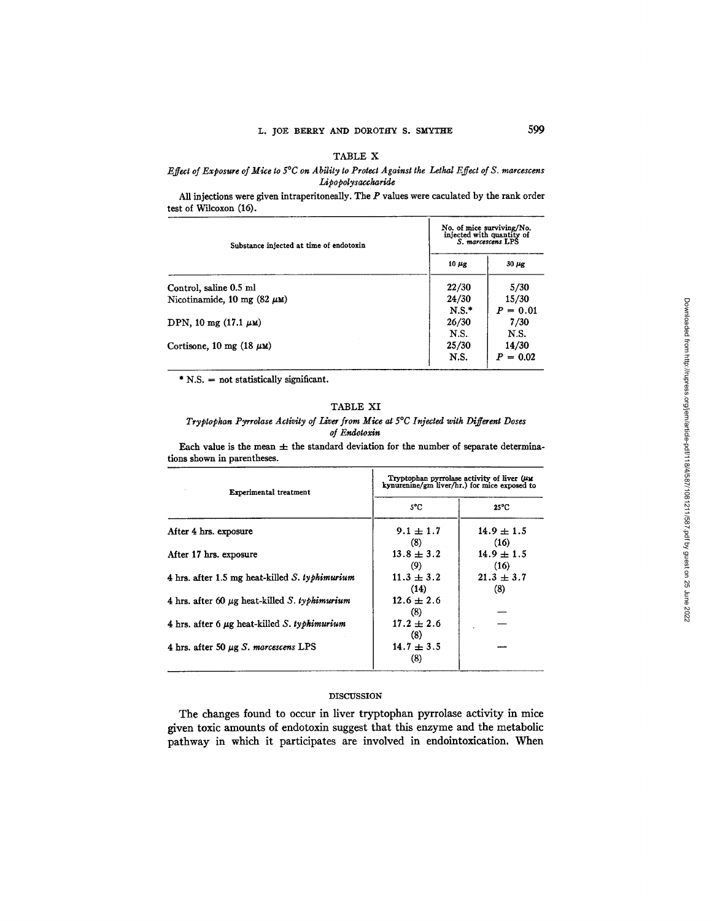TABLE X

*Effect of Exposure of Mice to 5°C on Ability to Protect Against the Lethal Effect of S. marcescens Lipopolysaccharide*

All injections were given intraperitoneally. The *P* values were caculated by the rank order test of Wilcoxon (16).

| Substance injected at time of endotoxin | No. of mice surviving/No. injected with quantity of *S. marcescens* LPS | |
|---|---|---|
| | 10 μg | 30 μg |
| Control, saline 0.5 ml | 22/30 | 5/30 |
| Nicotinamide, 10 mg (82 μM) | 24/30 | 15/30 |
| | N.S.* | $P = 0.01$ |
| DPN, 10 mg (17.1 μM) | 26/30 | 7/30 |
| | N.S. | N.S. |
| Cortisone, 10 mg (18 μM) | 25/30 | 14/30 |
| | N.S. | $P = 0.02$ |

\* N.S. = not statistically significant.

TABLE XI

*Tryptophan Pyrrolase Activity of Liver from Mice at 5°C Injected with Different Doses of Endotoxin*

Each value is the mean ± the standard deviation for the number of separate determinations shown in parentheses.

| Experimental treatment | Tryptophan pyrrolase activity of liver (μM kynurenine/gm liver/hr.) for mice exposed to | |
|---|---|---|
| | 5°C | 25°C |
| After 4 hrs. exposure | 9.1 ± 1.7 (8) | 14.9 ± 1.5 (16) |
| After 17 hrs. exposure | 13.8 ± 3.2 (9) | 14.9 ± 1.5 (16) |
| 4 hrs. after 1.5 mg heat-killed *S. typhimurium* | 11.3 ± 3.2 (14) | 21.3 ± 3.7 (8) |
| 4 hrs. after 60 μg heat-killed *S. typhimurium* | 12.6 ± 2.6 (8) | — |
| 4 hrs. after 6 μg heat-killed *S. typhimurium* | 17.2 ± 2.6 (8) | — |
| 4 hrs. after 50 μg *S. marcescens* LPS | 14.7 ± 3.5 (8) | — |

## DISCUSSION

The changes found to occur in liver tryptophan pyrrolase activity in mice given toxic amounts of endotoxin suggest that this enzyme and the metabolic pathway in which it participates are involved in endointoxication. When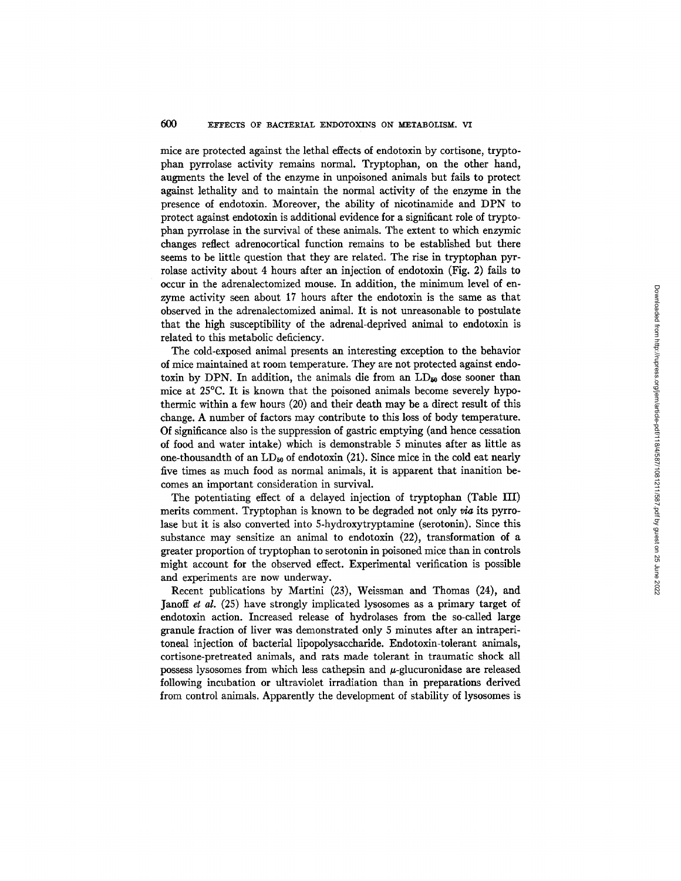mice are protected against the lethal effects of endotoxin by cortisone, tryptophan pyrrolase activity remains normal. Tryptophan, on the other hand, augments the level of the enzyme in unpoisoned animals but fails to protect against lethality and to maintain the normal activity of the enzyme in the presence of endotoxin. Moreover, the ability of nicotinamide and DPN to protect against endotoxin is additional evidence for a significant role of tryptophan pyrrolase in the survival of these animals. The extent to which enzymic changes reflect adrenocortical function remains to be established but there seems to be little question that they are related. The rise in tryptophan pyrrolase activity about 4 hours after an injection of endotoxin (Fig. 2) fails to occur in the adrenalectomized mouse. In addition, the minimum level of enzyme activity seen about 17 hours after the endotoxin is the same as that observed in the adrenalectomized animal. It is not unreasonable to postulate that the high susceptibility of the adrenal-deprived animal to endotoxin is related to this metabolic deficiency.

The cold-exposed animal presents an interesting exception to the behavior of mice maintained at room temperature. They are not protected against endotoxin by DPN. In addition, the animals die from an $LD_{50}$ dose sooner than mice at 25°C. It is known that the poisoned animals become severely hypothermic within a few hours (20) and their death may be a direct result of this change. A number of factors may contribute to this loss of body temperature. Of significance also is the suppression of gastric emptying (and hence cessation of food and water intake) which is demonstrable 5 minutes after as little as one-thousandth of an $LD_{50}$ of endotoxin (21). Since mice in the cold eat nearly five times as much food as normal animals, it is apparent that inanition becomes an important consideration in survival.

The potentiating effect of a delayed injection of tryptophan (Table III) merits comment. Tryptophan is known to be degraded not only *via* its pyrrolase but it is also converted into 5-hydroxytryptamine (serotonin). Since this substance may sensitize an animal to endotoxin (22), transformation of a greater proportion of tryptophan to serotonin in poisoned mice than in controls might account for the observed effect. Experimental verification is possible and experiments are now underway.

Recent publications by Martini (23), Weissman and Thomas (24), and Janoff *et al.* (25) have strongly implicated lysosomes as a primary target of endotoxin action. Increased release of hydrolases from the so-called large granule fraction of liver was demonstrated only 5 minutes after an intraperitoneal injection of bacterial lipopolysaccharide. Endotoxin-tolerant animals, cortisone-pretreated animals, and rats made tolerant in traumatic shock all possess lysosomes from which less cathepsin and $\mu$-glucuronidase are released following incubation or ultraviolet irradiation than in preparations derived from control animals. Apparently the development of stability of lysosomes is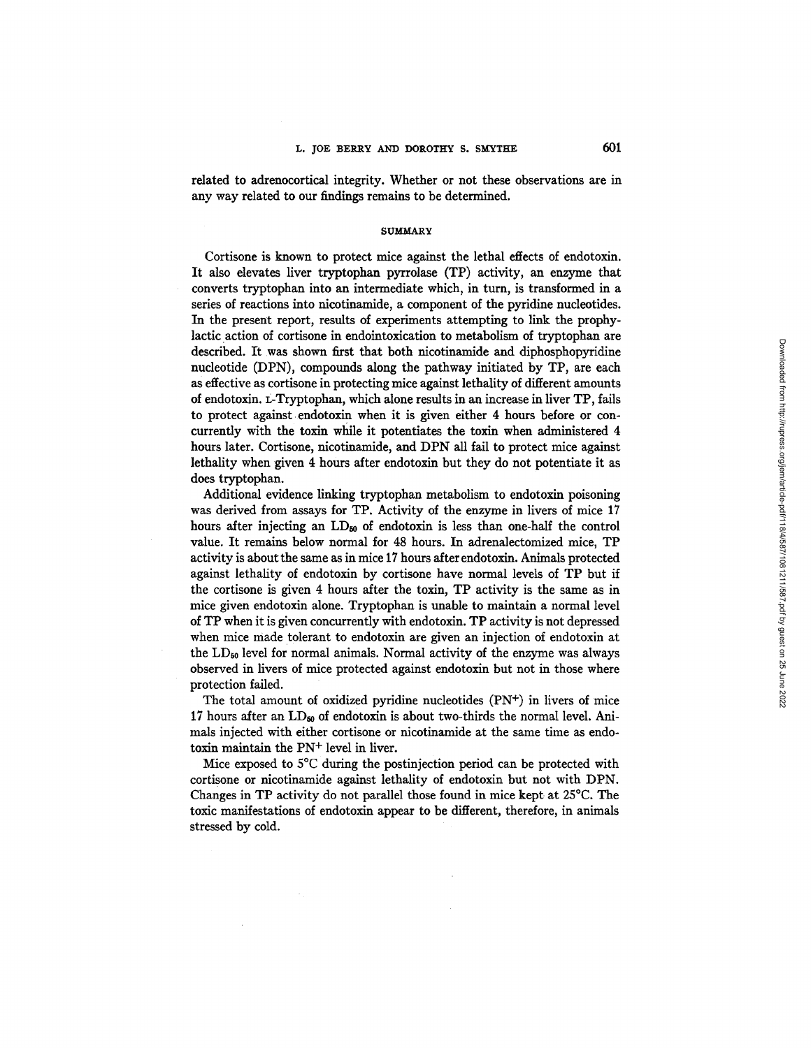related to adrenocortical integrity. Whether or not these observations are in any way related to our findings remains to be determined.

## SUMMARY

Cortisone is known to protect mice against the lethal effects of endotoxin. It also elevates liver tryptophan pyrrolase (TP) activity, an enzyme that converts tryptophan into an intermediate which, in turn, is transformed in a series of reactions into nicotinamide, a component of the pyridine nucleotides. In the present report, results of experiments attempting to link the prophylactic action of cortisone in endointoxication to metabolism of tryptophan are described. It was shown first that both nicotinamide and diphosphopyridine nucleotide (DPN), compounds along the pathway initiated by TP, are each as effective as cortisone in protecting mice against lethality of different amounts of endotoxin. L-Tryptophan, which alone results in an increase in liver TP, fails to protect against endotoxin when it is given either 4 hours before or concurrently with the toxin while it potentiates the toxin when administered 4 hours later. Cortisone, nicotinamide, and DPN all fail to protect mice against lethality when given 4 hours after endotoxin but they do not potentiate it as does tryptophan.

Additional evidence linking tryptophan metabolism to endotoxin poisoning was derived from assays for TP. Activity of the enzyme in livers of mice 17 hours after injecting an $LD_{50}$ of endotoxin is less than one-half the control value. It remains below normal for 48 hours. In adrenalectomized mice, TP activity is about the same as in mice 17 hours after endotoxin. Animals protected against lethality of endotoxin by cortisone have normal levels of TP but if the cortisone is given 4 hours after the toxin, TP activity is the same as in mice given endotoxin alone. Tryptophan is unable to maintain a normal level of TP when it is given concurrently with endotoxin. TP activity is not depressed when mice made tolerant to endotoxin are given an injection of endotoxin at the $LD_{50}$ level for normal animals. Normal activity of the enzyme was always observed in livers of mice protected against endotoxin but not in those where protection failed.

The total amount of oxidized pyridine nucleotides ($PN^+$) in livers of mice 17 hours after an $LD_{50}$ of endotoxin is about two-thirds the normal level. Animals injected with either cortisone or nicotinamide at the same time as endotoxin maintain the $PN^+$ level in liver.

Mice exposed to 5°C during the postinjection period can be protected with cortisone or nicotinamide against lethality of endotoxin but not with DPN. Changes in TP activity do not parallel those found in mice kept at 25°C. The toxic manifestations of endotoxin appear to be different, therefore, in animals stressed by cold.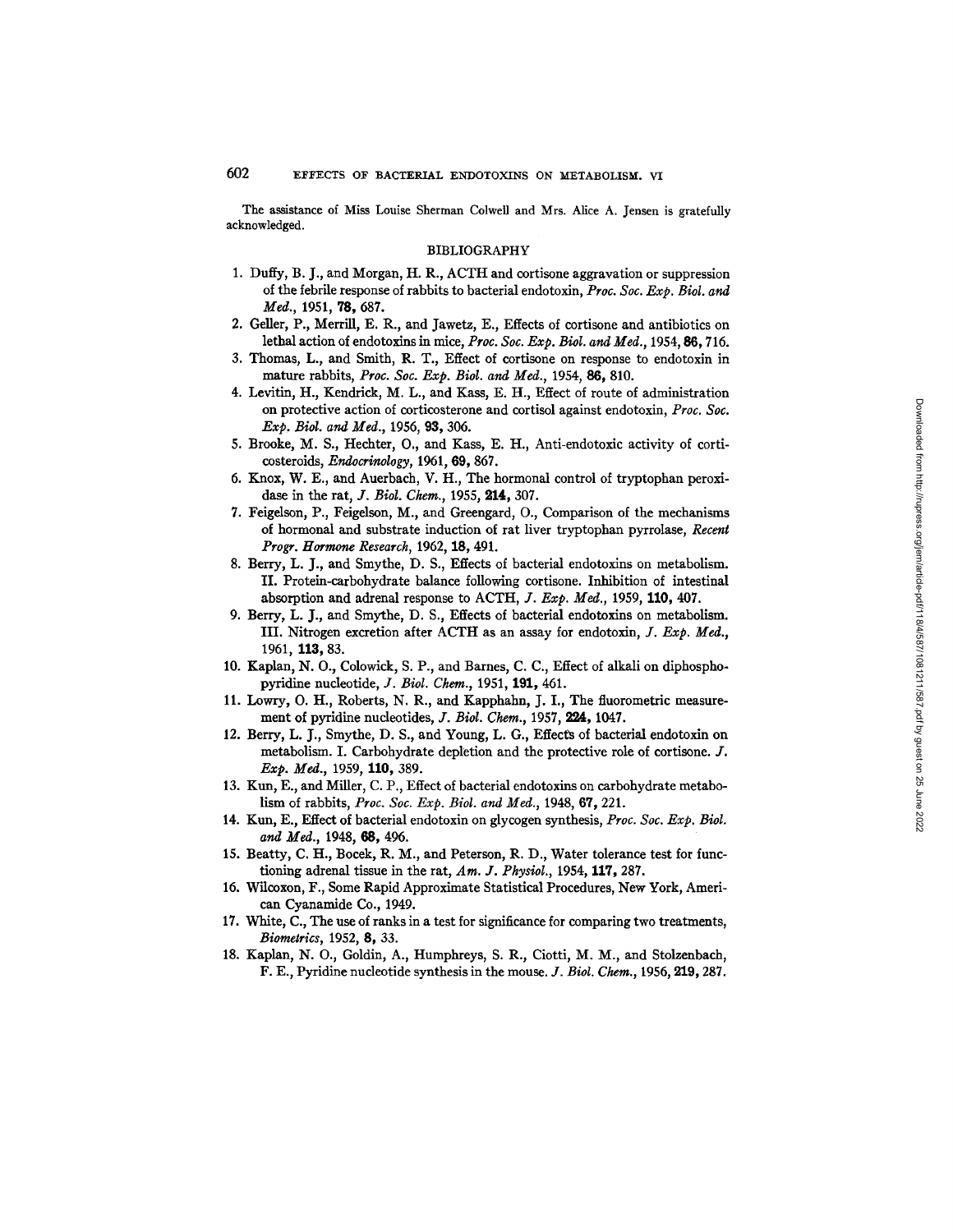The assistance of Miss Louise Sherman Colwell and Mrs. Alice A. Jensen is gratefully acknowledged.

## BIBLIOGRAPHY

1. Duffy, B. J., and Morgan, H. R., ACTH and cortisone aggravation or suppression of the febrile response of rabbits to bacterial endotoxin, *Proc. Soc. Exp. Biol. and Med.*, 1951, **78,** 687.
2. Geller, P., Merrill, E. R., and Jawetz, E., Effects of cortisone and antibiotics on lethal action of endotoxins in mice, *Proc. Soc. Exp. Biol. and Med.*, 1954, **86,** 716.
3. Thomas, L., and Smith, R. T., Effect of cortisone on response to endotoxin in mature rabbits, *Proc. Soc. Exp. Biol. and Med.*, 1954, **86,** 810.
4. Levitin, H., Kendrick, M. L., and Kass, E. H., Effect of route of administration on protective action of corticosterone and cortisol against endotoxin, *Proc. Soc. Exp. Biol. and Med.*, 1956, **93,** 306.
5. Brooke, M. S., Hechter, O., and Kass, E. H., Anti-endotoxic activity of corticosteroids, *Endocrinology*, 1961, **69,** 867.
6. Knox, W. E., and Auerbach, V. H., The hormonal control of tryptophan peroxidase in the rat, *J. Biol. Chem.*, 1955, **214,** 307.
7. Feigelson, P., Feigelson, M., and Greengard, O., Comparison of the mechanisms of hormonal and substrate induction of rat liver tryptophan pyrrolase, *Recent Progr. Hormone Research*, 1962, **18,** 491.
8. Berry, L. J., and Smythe, D. S., Effects of bacterial endotoxins on metabolism. II. Protein-carbohydrate balance following cortisone. Inhibition of intestinal absorption and adrenal response to ACTH, *J. Exp. Med.*, 1959, **110,** 407.
9. Berry, L. J., and Smythe, D. S., Effects of bacterial endotoxins on metabolism. III. Nitrogen excretion after ACTH as an assay for endotoxin, *J. Exp. Med.*, 1961, **113,** 83.
10. Kaplan, N. O., Colowick, S. P., and Barnes, C. C., Effect of alkali on diphosphopyridine nucleotide, *J. Biol. Chem.*, 1951, **191,** 461.
11. Lowry, O. H., Roberts, N. R., and Kapphahn, J. I., The fluorometric measurement of pyridine nucleotides, *J. Biol. Chem.*, 1957, **224,** 1047.
12. Berry, L. J., Smythe, D. S., and Young, L. G., Effects of bacterial endotoxin on metabolism. I. Carbohydrate depletion and the protective role of cortisone. *J. Exp. Med.*, 1959, **110,** 389.
13. Kun, E., and Miller, C. P., Effect of bacterial endotoxins on carbohydrate metabolism of rabbits, *Proc. Soc. Exp. Biol. and Med.*, 1948, **67,** 221.
14. Kun, E., Effect of bacterial endotoxin on glycogen synthesis, *Proc. Soc. Exp. Biol. and Med.*, 1948, **68,** 496.
15. Beatty, C. H., Bocek, R. M., and Peterson, R. D., Water tolerance test for functioning adrenal tissue in the rat, *Am. J. Physiol.*, 1954, **117,** 287.
16. Wilcoxon, F., Some Rapid Approximate Statistical Procedures, New York, American Cyanamide Co., 1949.
17. White, C., The use of ranks in a test for significance for comparing two treatments, *Biometrics*, 1952, **8,** 33.
18. Kaplan, N. O., Goldin, A., Humphreys, S. R., Ciotti, M. M., and Stolzenbach, F. E., Pyridine nucleotide synthesis in the mouse. *J. Biol. Chem.*, 1956, **219,** 287.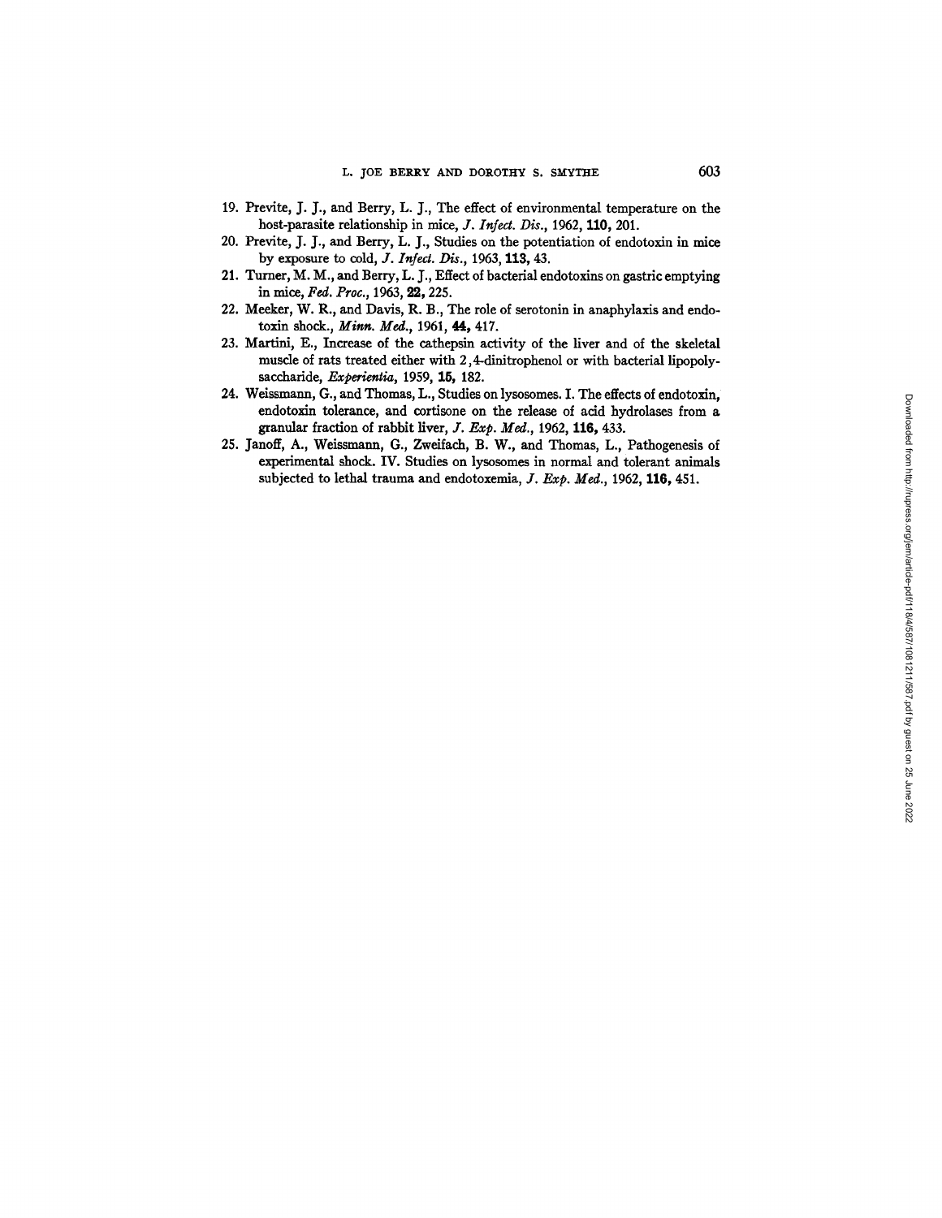19. Previte, J. J., and Berry, L. J., The effect of environmental temperature on the host-parasite relationship in mice, *J. Infect. Dis.*, 1962, **110,** 201.
20. Previte, J. J., and Berry, L. J., Studies on the potentiation of endotoxin in mice by exposure to cold, *J. Infect. Dis.*, 1963, **113,** 43.
21. Turner, M. M., and Berry, L. J., Effect of bacterial endotoxins on gastric emptying in mice, *Fed. Proc.*, 1963, **22,** 225.
22. Meeker, W. R., and Davis, R. B., The role of serotonin in anaphylaxis and endotoxin shock., *Minn. Med.*, 1961, **44,** 417.
23. Martini, E., Increase of the cathepsin activity of the liver and of the skeletal muscle of rats treated either with 2,4-dinitrophenol or with bacterial lipopolysaccharide, *Experientia*, 1959, **15,** 182.
24. Weissmann, G., and Thomas, L., Studies on lysosomes. I. The effects of endotoxin, endotoxin tolerance, and cortisone on the release of acid hydrolases from a granular fraction of rabbit liver, *J. Exp. Med.*, 1962, **116,** 433.
25. Janoff, A., Weissmann, G., Zweifach, B. W., and Thomas, L., Pathogenesis of experimental shock. IV. Studies on lysosomes in normal and tolerant animals subjected to lethal trauma and endotoxemia, *J. Exp. Med.*, 1962, **116,** 451.